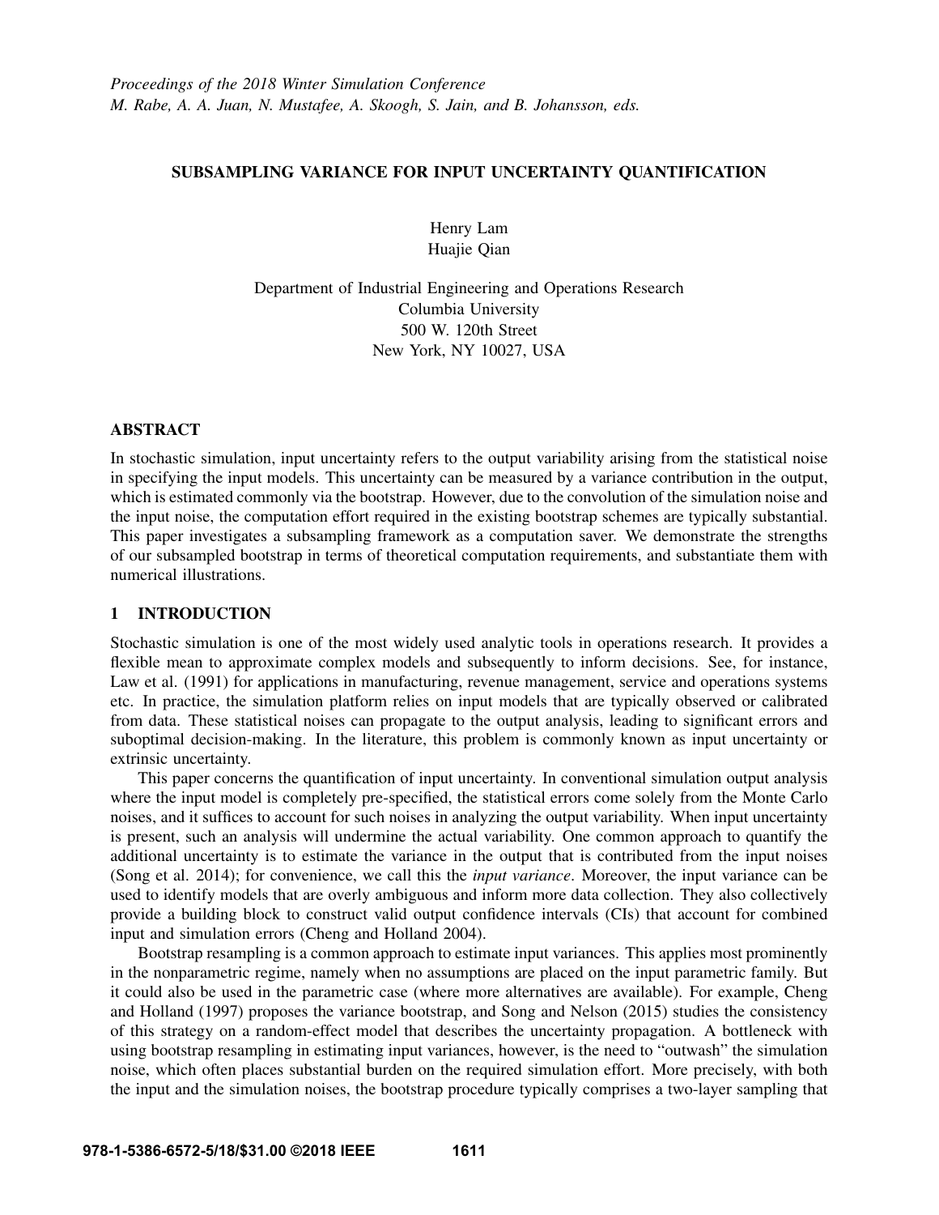Proceedings of the 2018 Winter Simulation Conference
M. Rabe, A. A. Juan, N. Mustafee, A. Skoogh, S. Jain, and B. Johansson, eds.

# SUBSAMPLING VARIANCE FOR INPUT UNCERTAINTY QUANTIFICATION

Henry Lam
Huajie Qian

Department of Industrial Engineering and Operations Research
Columbia University
500 W. 120th Street
New York, NY 10027, USA

## ABSTRACT

In stochastic simulation, input uncertainty refers to the output variability arising from the statistical noise in specifying the input models. This uncertainty can be measured by a variance contribution in the output, which is estimated commonly via the bootstrap. However, due to the convolution of the simulation noise and the input noise, the computation effort required in the existing bootstrap schemes are typically substantial. This paper investigates a subsampling framework as a computation saver. We demonstrate the strengths of our subsampled bootstrap in terms of theoretical computation requirements, and substantiate them with numerical illustrations.

## 1 INTRODUCTION

Stochastic simulation is one of the most widely used analytic tools in operations research. It provides a flexible mean to approximate complex models and subsequently to inform decisions. See, for instance, Law et al. (1991) for applications in manufacturing, revenue management, service and operations systems etc. In practice, the simulation platform relies on input models that are typically observed or calibrated from data. These statistical noises can propagate to the output analysis, leading to significant errors and suboptimal decision-making. In the literature, this problem is commonly known as input uncertainty or extrinsic uncertainty.

This paper concerns the quantification of input uncertainty. In conventional simulation output analysis where the input model is completely pre-specified, the statistical errors come solely from the Monte Carlo noises, and it suffices to account for such noises in analyzing the output variability. When input uncertainty is present, such an analysis will undermine the actual variability. One common approach to quantify the additional uncertainty is to estimate the variance in the output that is contributed from the input noises (Song et al. 2014); for convenience, we call this the *input variance*. Moreover, the input variance can be used to identify models that are overly ambiguous and inform more data collection. They also collectively provide a building block to construct valid output confidence intervals (CIs) that account for combined input and simulation errors (Cheng and Holland 2004).

Bootstrap resampling is a common approach to estimate input variances. This applies most prominently in the nonparametric regime, namely when no assumptions are placed on the input parametric family. But it could also be used in the parametric case (where more alternatives are available). For example, Cheng and Holland (1997) proposes the variance bootstrap, and Song and Nelson (2015) studies the consistency of this strategy on a random-effect model that describes the uncertainty propagation. A bottleneck with using bootstrap resampling in estimating input variances, however, is the need to "outwash" the simulation noise, which often places substantial burden on the required simulation effort. More precisely, with both the input and the simulation noises, the bootstrap procedure typically comprises a two-layer sampling that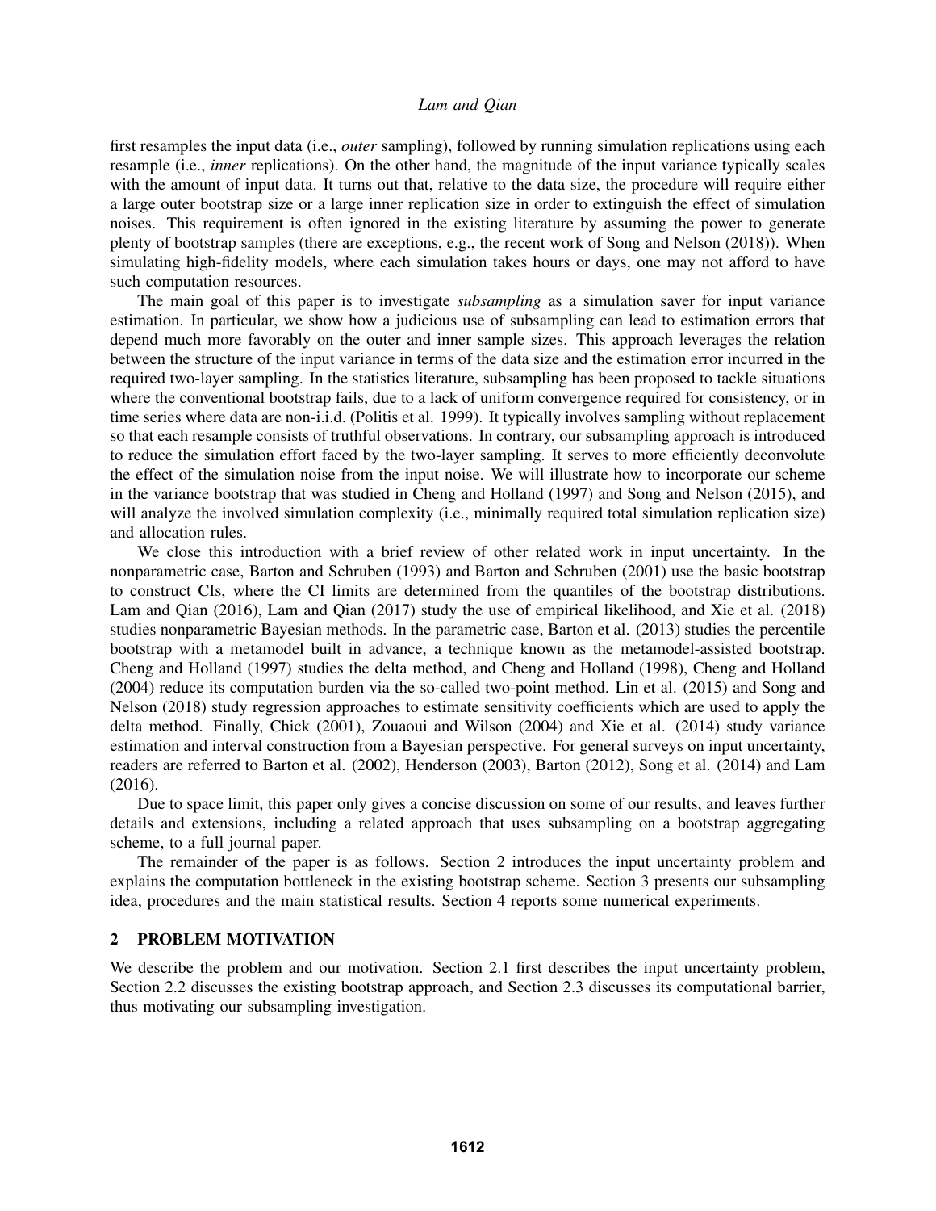first resamples the input data (i.e., *outer* sampling), followed by running simulation replications using each resample (i.e., *inner* replications). On the other hand, the magnitude of the input variance typically scales with the amount of input data. It turns out that, relative to the data size, the procedure will require either a large outer bootstrap size or a large inner replication size in order to extinguish the effect of simulation noises. This requirement is often ignored in the existing literature by assuming the power to generate plenty of bootstrap samples (there are exceptions, e.g., the recent work of Song and Nelson (2018)). When simulating high-fidelity models, where each simulation takes hours or days, one may not afford to have such computation resources.

The main goal of this paper is to investigate *subsampling* as a simulation saver for input variance estimation. In particular, we show how a judicious use of subsampling can lead to estimation errors that depend much more favorably on the outer and inner sample sizes. This approach leverages the relation between the structure of the input variance in terms of the data size and the estimation error incurred in the required two-layer sampling. In the statistics literature, subsampling has been proposed to tackle situations where the conventional bootstrap fails, due to a lack of uniform convergence required for consistency, or in time series where data are non-i.i.d. (Politis et al. 1999). It typically involves sampling without replacement so that each resample consists of truthful observations. In contrary, our subsampling approach is introduced to reduce the simulation effort faced by the two-layer sampling. It serves to more efficiently deconvolute the effect of the simulation noise from the input noise. We will illustrate how to incorporate our scheme in the variance bootstrap that was studied in Cheng and Holland (1997) and Song and Nelson (2015), and will analyze the involved simulation complexity (i.e., minimally required total simulation replication size) and allocation rules.

We close this introduction with a brief review of other related work in input uncertainty. In the nonparametric case, Barton and Schruben (1993) and Barton and Schruben (2001) use the basic bootstrap to construct CIs, where the CI limits are determined from the quantiles of the bootstrap distributions. Lam and Qian (2016), Lam and Qian (2017) study the use of empirical likelihood, and Xie et al. (2018) studies nonparametric Bayesian methods. In the parametric case, Barton et al. (2013) studies the percentile bootstrap with a metamodel built in advance, a technique known as the metamodel-assisted bootstrap. Cheng and Holland (1997) studies the delta method, and Cheng and Holland (1998), Cheng and Holland (2004) reduce its computation burden via the so-called two-point method. Lin et al. (2015) and Song and Nelson (2018) study regression approaches to estimate sensitivity coefficients which are used to apply the delta method. Finally, Chick (2001), Zouaoui and Wilson (2004) and Xie et al. (2014) study variance estimation and interval construction from a Bayesian perspective. For general surveys on input uncertainty, readers are referred to Barton et al. (2002), Henderson (2003), Barton (2012), Song et al. (2014) and Lam (2016).

Due to space limit, this paper only gives a concise discussion on some of our results, and leaves further details and extensions, including a related approach that uses subsampling on a bootstrap aggregating scheme, to a full journal paper.

The remainder of the paper is as follows. Section 2 introduces the input uncertainty problem and explains the computation bottleneck in the existing bootstrap scheme. Section 3 presents our subsampling idea, procedures and the main statistical results. Section 4 reports some numerical experiments.

## 2 PROBLEM MOTIVATION

We describe the problem and our motivation. Section 2.1 first describes the input uncertainty problem, Section 2.2 discusses the existing bootstrap approach, and Section 2.3 discusses its computational barrier, thus motivating our subsampling investigation.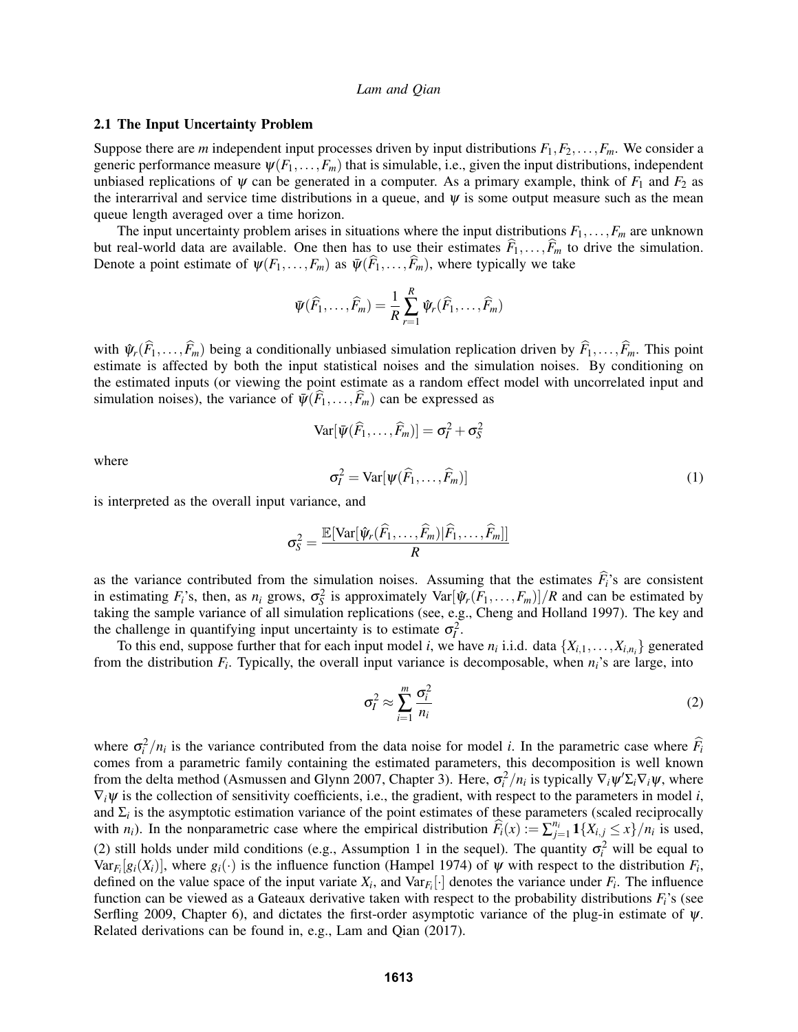### 2.1 The Input Uncertainty Problem

Suppose there are $m$ independent input processes driven by input distributions $F_1, F_2, \ldots, F_m$. We consider a generic performance measure $\psi(F_1, \ldots, F_m)$ that is simulable, i.e., given the input distributions, independent unbiased replications of $\psi$ can be generated in a computer. As a primary example, think of $F_1$ and $F_2$ as the interarrival and service time distributions in a queue, and $\psi$ is some output measure such as the mean queue length averaged over a time horizon.

The input uncertainty problem arises in situations where the input distributions $F_1, \ldots, F_m$ are unknown but real-world data are available. One then has to use their estimates $\widehat{F}_1, \ldots, \widehat{F}_m$ to drive the simulation. Denote a point estimate of $\psi(F_1, \ldots, F_m)$ as $\bar{\psi}(\widehat{F}_1, \ldots, \widehat{F}_m)$, where typically we take

$$\bar{\psi}(\widehat{F}_1, \ldots, \widehat{F}_m) = \frac{1}{R} \sum_{r=1}^{R} \hat{\psi}_r(\widehat{F}_1, \ldots, \widehat{F}_m)$$

with $\hat{\psi}_r(\widehat{F}_1, \ldots, \widehat{F}_m)$ being a conditionally unbiased simulation replication driven by $\widehat{F}_1, \ldots, \widehat{F}_m$. This point estimate is affected by both the input statistical noises and the simulation noises. By conditioning on the estimated inputs (or viewing the point estimate as a random effect model with uncorrelated input and simulation noises), the variance of $\bar{\psi}(\widehat{F}_1, \ldots, \widehat{F}_m)$ can be expressed as

$$\mathrm{Var}[\bar{\psi}(\widehat{F}_1, \ldots, \widehat{F}_m)] = \sigma_I^2 + \sigma_S^2$$

where

$$\sigma_I^2 = \mathrm{Var}[\psi(\widehat{F}_1, \ldots, \widehat{F}_m)] \tag{1}$$

is interpreted as the overall input variance, and

$$\sigma_S^2 = \frac{\mathbb{E}[\mathrm{Var}[\hat{\psi}_r(\widehat{F}_1, \ldots, \widehat{F}_m) | \widehat{F}_1, \ldots, \widehat{F}_m]]}{R}$$

as the variance contributed from the simulation noises. Assuming that the estimates $\widehat{F}_i$'s are consistent in estimating $F_i$'s, then, as $n_i$ grows, $\sigma_S^2$ is approximately $\mathrm{Var}[\hat{\psi}_r(F_1, \ldots, F_m)]/R$ and can be estimated by taking the sample variance of all simulation replications (see, e.g., Cheng and Holland 1997). The key and the challenge in quantifying input uncertainty is to estimate $\sigma_I^2$.

To this end, suppose further that for each input model $i$, we have $n_i$ i.i.d. data $\{X_{i,1}, \ldots, X_{i,n_i}\}$ generated from the distribution $F_i$. Typically, the overall input variance is decomposable, when $n_i$'s are large, into

$$\sigma_I^2 \approx \sum_{i=1}^{m} \frac{\sigma_i^2}{n_i} \tag{2}$$

where $\sigma_i^2/n_i$ is the variance contributed from the data noise for model $i$. In the parametric case where $\widehat{F}_i$ comes from a parametric family containing the estimated parameters, this decomposition is well known from the delta method (Asmussen and Glynn 2007, Chapter 3). Here, $\sigma_i^2/n_i$ is typically $\nabla_i \psi' \Sigma_i \nabla_i \psi$, where $\nabla_i \psi$ is the collection of sensitivity coefficients, i.e., the gradient, with respect to the parameters in model $i$, and $\Sigma_i$ is the asymptotic estimation variance of the point estimates of these parameters (scaled reciprocally with $n_i$). In the nonparametric case where the empirical distribution $\widehat{F}_i(x) := \sum_{j=1}^{n_i} \mathbf{1}\{X_{i,j} \leq x\}/n_i$ is used, (2) still holds under mild conditions (e.g., Assumption 1 in the sequel). The quantity $\sigma_i^2$ will be equal to $\mathrm{Var}_{F_i}[g_i(X_i)]$, where $g_i(\cdot)$ is the influence function (Hampel 1974) of $\psi$ with respect to the distribution $F_i$, defined on the value space of the input variate $X_i$, and $\mathrm{Var}_{F_i}[\cdot]$ denotes the variance under $F_i$. The influence function can be viewed as a Gateaux derivative taken with respect to the probability distributions $F_i$'s (see Serfling 2009, Chapter 6), and dictates the first-order asymptotic variance of the plug-in estimate of $\psi$. Related derivations can be found in, e.g., Lam and Qian (2017).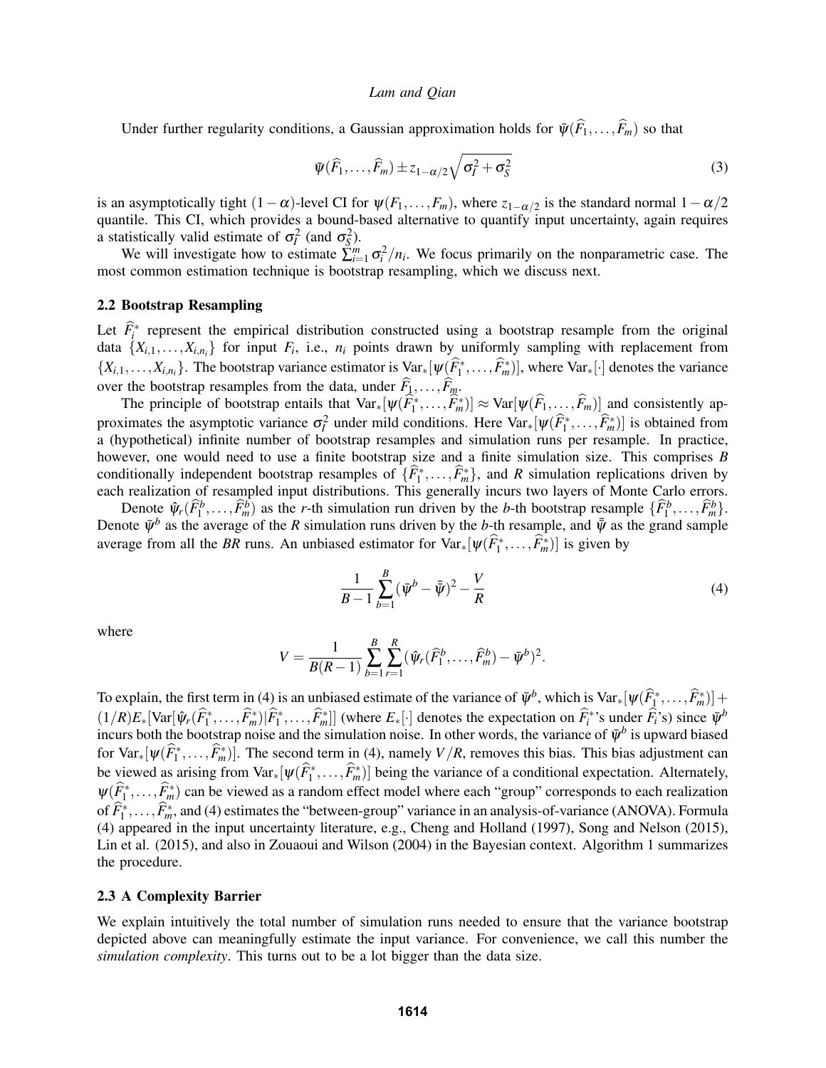Under further regularity conditions, a Gaussian approximation holds for $\bar{\psi}(\widehat{F}_1,\ldots,\widehat{F}_m)$ so that

$$\bar{\psi}(\widehat{F}_1,\ldots,\widehat{F}_m) \pm z_{1-\alpha/2}\sqrt{\sigma_I^2+\sigma_S^2} \tag{3}$$

is an asymptotically tight $(1-\alpha)$-level CI for $\psi(F_1,\ldots,F_m)$, where $z_{1-\alpha/2}$ is the standard normal $1-\alpha/2$ quantile. This CI, which provides a bound-based alternative to quantify input uncertainty, again requires a statistically valid estimate of $\sigma_I^2$ (and $\sigma_S^2$).

We will investigate how to estimate $\sum_{i=1}^m \sigma_i^2/n_i$. We focus primarily on the nonparametric case. The most common estimation technique is bootstrap resampling, which we discuss next.

### 2.2 Bootstrap Resampling

Let $\widehat{F}_i^*$ represent the empirical distribution constructed using a bootstrap resample from the original data $\{X_{i,1},\ldots,X_{i,n_i}\}$ for input $F_i$, i.e., $n_i$ points drawn by uniformly sampling with replacement from $\{X_{i,1},\ldots,X_{i,n_i}\}$. The bootstrap variance estimator is $\mathrm{Var}_*[\psi(\widehat{F}_1^*,\ldots,\widehat{F}_m^*)]$, where $\mathrm{Var}_*[\cdot]$ denotes the variance over the bootstrap resamples from the data, under $\widehat{F}_1,\ldots,\widehat{F}_m$.

The principle of bootstrap entails that $\mathrm{Var}_*[\psi(\widehat{F}_1^*,\ldots,\widehat{F}_m^*)] \approx \mathrm{Var}[\psi(\widehat{F}_1,\ldots,\widehat{F}_m)]$ and consistently approximates the asymptotic variance $\sigma_I^2$ under mild conditions. Here $\mathrm{Var}_*[\psi(\widehat{F}_1^*,\ldots,\widehat{F}_m^*)]$ is obtained from a (hypothetical) infinite number of bootstrap resamples and simulation runs per resample. In practice, however, one would need to use a finite bootstrap size and a finite simulation size. This comprises $B$ conditionally independent bootstrap resamples of $\{\widehat{F}_1^*,\ldots,\widehat{F}_m^*\}$, and $R$ simulation replications driven by each realization of resampled input distributions. This generally incurs two layers of Monte Carlo errors.

Denote $\hat{\psi}_r(\widehat{F}_1^b,\ldots,\widehat{F}_m^b)$ as the $r$-th simulation run driven by the $b$-th bootstrap resample $\{\widehat{F}_1^b,\ldots,\widehat{F}_m^b\}$. Denote $\bar{\psi}^b$ as the average of the $R$ simulation runs driven by the $b$-th resample, and $\bar{\bar{\psi}}$ as the grand sample average from all the $BR$ runs. An unbiased estimator for $\mathrm{Var}_*[\psi(\widehat{F}_1^*,\ldots,\widehat{F}_m^*)]$ is given by

$$\frac{1}{B-1}\sum_{b=1}^{B}(\bar{\psi}^b-\bar{\bar{\psi}})^2-\frac{V}{R} \tag{4}$$

where

$$V=\frac{1}{B(R-1)}\sum_{b=1}^{B}\sum_{r=1}^{R}(\hat{\psi}_r(\widehat{F}_1^b,\ldots,\widehat{F}_m^b)-\bar{\psi}^b)^2.$$

To explain, the first term in (4) is an unbiased estimate of the variance of $\bar{\psi}^b$, which is $\mathrm{Var}_*[\psi(\widehat{F}_1^*,\ldots,\widehat{F}_m^*)]+(1/R)E_*[\mathrm{Var}[\hat{\psi}_r(\widehat{F}_1^*,\ldots,\widehat{F}_m^*)|\widehat{F}_1^*,\ldots,\widehat{F}_m^*]]$ (where $E_*[\cdot]$ denotes the expectation on $\widehat{F}_i^*$'s under $\widehat{F}_i$'s) since $\bar{\psi}^b$ incurs both the bootstrap noise and the simulation noise. In other words, the variance of $\bar{\psi}^b$ is upward biased for $\mathrm{Var}_*[\psi(\widehat{F}_1^*,\ldots,\widehat{F}_m^*)]$. The second term in (4), namely $V/R$, removes this bias. This bias adjustment can be viewed as arising from $\mathrm{Var}_*[\psi(\widehat{F}_1^*,\ldots,\widehat{F}_m^*)]$ being the variance of a conditional expectation. Alternately, $\psi(\widehat{F}_1^*,\ldots,\widehat{F}_m^*)$ can be viewed as a random effect model where each "group" corresponds to each realization of $\widehat{F}_1^*,\ldots,\widehat{F}_m^*$, and (4) estimates the "between-group" variance in an analysis-of-variance (ANOVA). Formula (4) appeared in the input uncertainty literature, e.g., Cheng and Holland (1997), Song and Nelson (2015), Lin et al. (2015), and also in Zouaoui and Wilson (2004) in the Bayesian context. Algorithm 1 summarizes the procedure.

### 2.3 A Complexity Barrier

We explain intuitively the total number of simulation runs needed to ensure that the variance bootstrap depicted above can meaningfully estimate the input variance. For convenience, we call this number the *simulation complexity*. This turns out to be a lot bigger than the data size.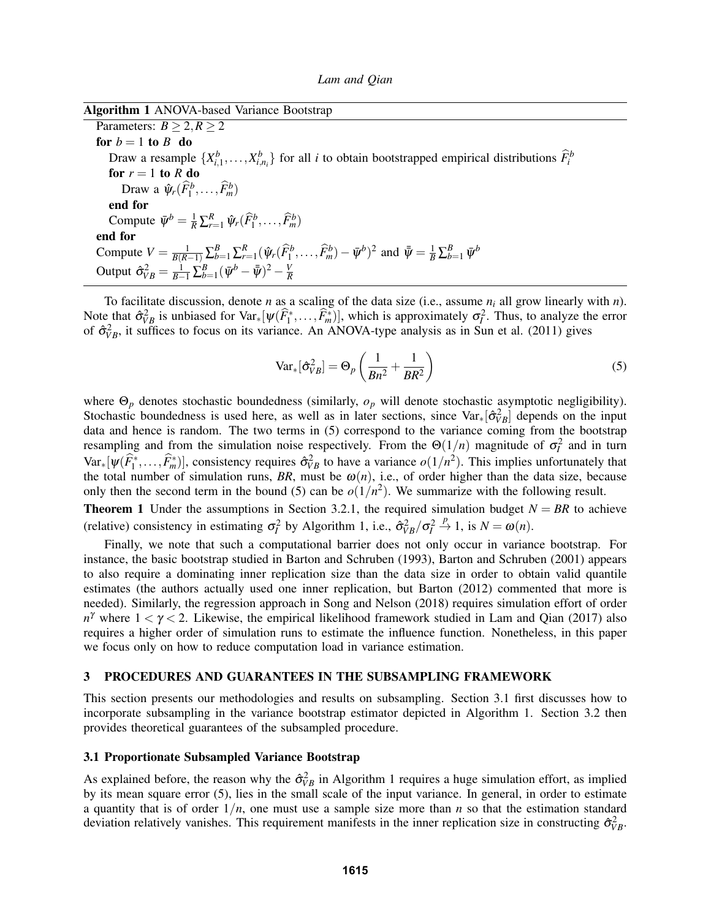**Algorithm 1** ANOVA-based Variance Bootstrap

```
Parameters: B ≥ 2, R ≥ 2
for b = 1 to B do
    Draw a resample {X^b_{i,1}, ..., X^b_{i,n_i}} for all i to obtain bootstrapped empirical distributions F̂^b_i
    for r = 1 to R do
        Draw a ψ̂_r(F̂^b_1, ..., F̂^b_m)
    end for
    Compute ψ̄^b = (1/R) Σ_{r=1}^R ψ̂_r(F̂^b_1, ..., F̂^b_m)
end for
Compute V = 1/(B(R−1)) Σ_{b=1}^B Σ_{r=1}^R (ψ̂_r(F̂^b_1, ..., F̂^b_m) − ψ̄^b)^2 and ψ̿ = (1/B) Σ_{b=1}^B ψ̄^b
Output σ̂^2_{VB} = 1/(B−1) Σ_{b=1}^B (ψ̄^b − ψ̿)^2 − V/R
```

To facilitate discussion, denote $n$ as a scaling of the data size (i.e., assume $n_i$ all grow linearly with $n$). Note that $\hat{\sigma}^2_{VB}$ is unbiased for $\mathrm{Var}_*[\psi(\widehat{F}^*_1,\ldots,\widehat{F}^*_m)]$, which is approximately $\sigma_I^2$. Thus, to analyze the error of $\hat{\sigma}^2_{VB}$, it suffices to focus on its variance. An ANOVA-type analysis as in Sun et al. (2011) gives

$$\mathrm{Var}_*[\hat{\sigma}^2_{VB}] = \Theta_p\left(\frac{1}{Bn^2} + \frac{1}{BR^2}\right) \tag{5}$$

where $\Theta_p$ denotes stochastic boundedness (similarly, $o_p$ will denote stochastic asymptotic negligibility). Stochastic boundedness is used here, as well as in later sections, since $\mathrm{Var}_*[\hat{\sigma}^2_{VB}]$ depends on the input data and hence is random. The two terms in (5) correspond to the variance coming from the bootstrap resampling and from the simulation noise respectively. From the $\Theta(1/n)$ magnitude of $\sigma_I^2$ and in turn $\mathrm{Var}_*[\psi(\widehat{F}^*_1,\ldots,\widehat{F}^*_m)]$, consistency requires $\hat{\sigma}^2_{VB}$ to have a variance $o(1/n^2)$. This implies unfortunately that the total number of simulation runs, $BR$, must be $\omega(n)$, i.e., of order higher than the data size, because only then the second term in the bound (5) can be $o(1/n^2)$. We summarize with the following result.

**Theorem 1** Under the assumptions in Section 3.2.1, the required simulation budget $N = BR$ to achieve (relative) consistency in estimating $\sigma_I^2$ by Algorithm 1, i.e., $\hat{\sigma}^2_{VB}/\sigma_I^2 \xrightarrow{p} 1$, is $N = \omega(n)$.

Finally, we note that such a computational barrier does not only occur in variance bootstrap. For instance, the basic bootstrap studied in Barton and Schruben (1993), Barton and Schruben (2001) appears to also require a dominating inner replication size than the data size in order to obtain valid quantile estimates (the authors actually used one inner replication, but Barton (2012) commented that more is needed). Similarly, the regression approach in Song and Nelson (2018) requires simulation effort of order $n^\gamma$ where $1 < \gamma < 2$. Likewise, the empirical likelihood framework studied in Lam and Qian (2017) also requires a higher order of simulation runs to estimate the influence function. Nonetheless, in this paper we focus only on how to reduce computation load in variance estimation.

## 3 PROCEDURES AND GUARANTEES IN THE SUBSAMPLING FRAMEWORK

This section presents our methodologies and results on subsampling. Section 3.1 first discusses how to incorporate subsampling in the variance bootstrap estimator depicted in Algorithm 1. Section 3.2 then provides theoretical guarantees of the subsampled procedure.

### 3.1 Proportionate Subsampled Variance Bootstrap

As explained before, the reason why the $\hat{\sigma}^2_{VB}$ in Algorithm 1 requires a huge simulation effort, as implied by its mean square error (5), lies in the small scale of the input variance. In general, in order to estimate a quantity that is of order $1/n$, one must use a sample size more than $n$ so that the estimation standard deviation relatively vanishes. This requirement manifests in the inner replication size in constructing $\hat{\sigma}^2_{VB}$.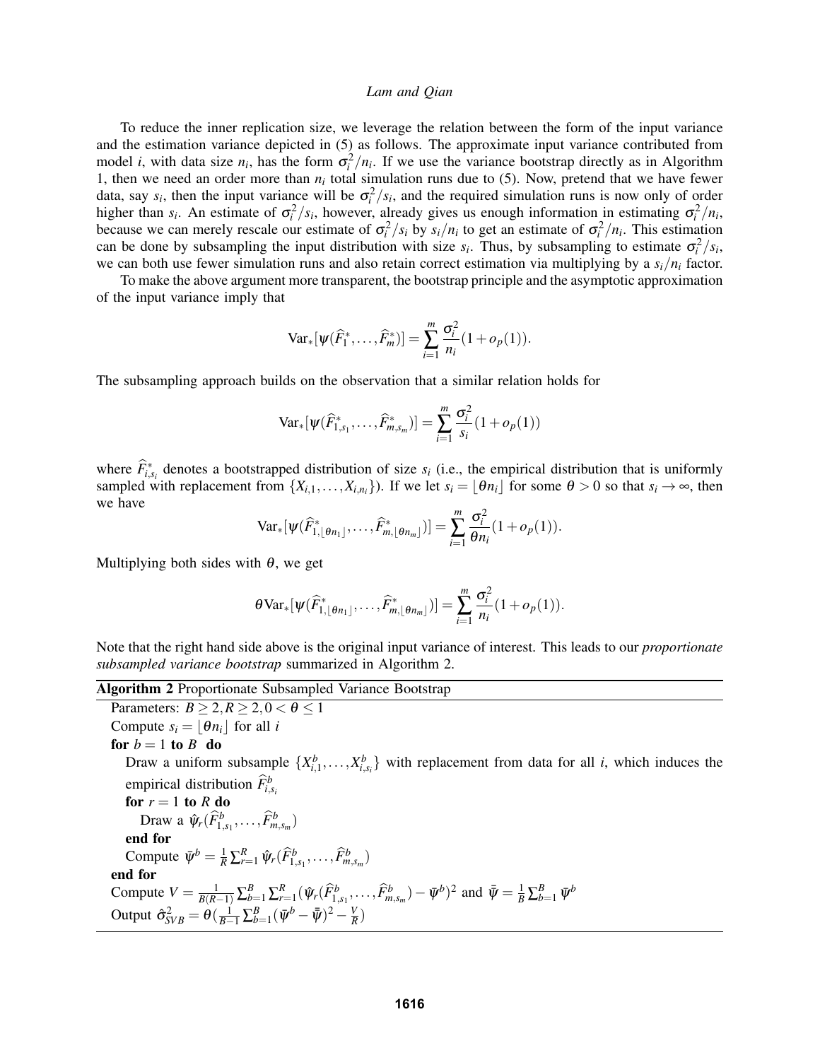To reduce the inner replication size, we leverage the relation between the form of the input variance and the estimation variance depicted in (5) as follows. The approximate input variance contributed from model $i$, with data size $n_i$, has the form $\sigma_i^2/n_i$. If we use the variance bootstrap directly as in Algorithm 1, then we need an order more than $n_i$ total simulation runs due to (5). Now, pretend that we have fewer data, say $s_i$, then the input variance will be $\sigma_i^2/s_i$, and the required simulation runs is now only of order higher than $s_i$. An estimate of $\sigma_i^2/s_i$, however, already gives us enough information in estimating $\sigma_i^2/n_i$, because we can merely rescale our estimate of $\sigma_i^2/s_i$ by $s_i/n_i$ to get an estimate of $\sigma_i^2/n_i$. This estimation can be done by subsampling the input distribution with size $s_i$. Thus, by subsampling to estimate $\sigma_i^2/s_i$, we can both use fewer simulation runs and also retain correct estimation via multiplying by a $s_i/n_i$ factor.

To make the above argument more transparent, the bootstrap principle and the asymptotic approximation of the input variance imply that

$$\mathrm{Var}_*[\psi(\widehat{F}_1^*,\ldots,\widehat{F}_m^*)] = \sum_{i=1}^m \frac{\sigma_i^2}{n_i}(1+o_p(1)).$$

The subsampling approach builds on the observation that a similar relation holds for

$$\mathrm{Var}_*[\psi(\widehat{F}_{1,s_1}^*,\ldots,\widehat{F}_{m,s_m}^*)] = \sum_{i=1}^m \frac{\sigma_i^2}{s_i}(1+o_p(1))$$

where $\widehat{F}_{i,s_i}^*$ denotes a bootstrapped distribution of size $s_i$ (i.e., the empirical distribution that is uniformly sampled with replacement from $\{X_{i,1},\ldots,X_{i,n_i}\}$). If we let $s_i = \lfloor \theta n_i \rfloor$ for some $\theta > 0$ so that $s_i \to \infty$, then we have

$$\mathrm{Var}_*[\psi(\widehat{F}_{1,\lfloor\theta n_1\rfloor}^*,\ldots,\widehat{F}_{m,\lfloor\theta n_m\rfloor}^*)] = \sum_{i=1}^m \frac{\sigma_i^2}{\theta n_i}(1+o_p(1)).$$

Multiplying both sides with $\theta$, we get

$$\theta\mathrm{Var}_*[\psi(\widehat{F}_{1,\lfloor\theta n_1\rfloor}^*,\ldots,\widehat{F}_{m,\lfloor\theta n_m\rfloor}^*)] = \sum_{i=1}^m \frac{\sigma_i^2}{n_i}(1+o_p(1)).$$

Note that the right hand side above is the original input variance of interest. This leads to our *proportionate subsampled variance bootstrap* summarized in Algorithm 2.

**Algorithm 2** Proportionate Subsampled Variance Bootstrap

```
Parameters: B ≥ 2, R ≥ 2, 0 < θ ≤ 1
Compute s_i = ⌊θ n_i⌋ for all i
for b = 1 to B do
    Draw a uniform subsample {X^b_{i,1}, ..., X^b_{i,s_i}} with replacement from data for all i, which induces the
    empirical distribution F̂^b_{i,s_i}
    for r = 1 to R do
        Draw a ψ̂_r(F̂^b_{1,s_1}, ..., F̂^b_{m,s_m})
    end for
    Compute ψ̄^b = (1/R) Σ_{r=1}^R ψ̂_r(F̂^b_{1,s_1}, ..., F̂^b_{m,s_m})
end for
Compute V = 1/(B(R−1)) Σ_{b=1}^B Σ_{r=1}^R (ψ̂_r(F̂^b_{1,s_1}, ..., F̂^b_{m,s_m}) − ψ̄^b)^2 and ψ̿ = (1/B) Σ_{b=1}^B ψ̄^b
Output σ̂²_SVB = θ( 1/(B−1) Σ_{b=1}^B (ψ̄^b − ψ̿)^2 − V/R )
```

Where:

$$\bar{\psi}^b = \frac{1}{R}\sum_{r=1}^R \hat{\psi}_r(\widehat{F}_{1,s_1}^b,\ldots,\widehat{F}_{m,s_m}^b)$$

$$V = \frac{1}{B(R-1)}\sum_{b=1}^B\sum_{r=1}^R(\hat{\psi}_r(\widehat{F}_{1,s_1}^b,\ldots,\widehat{F}_{m,s_m}^b) - \bar{\psi}^b)^2 \quad \text{and} \quad \bar{\bar{\psi}} = \frac{1}{B}\sum_{b=1}^B \bar{\psi}^b$$

$$\hat{\sigma}_{SVB}^2 = \theta\left(\frac{1}{B-1}\sum_{b=1}^B(\bar{\psi}^b - \bar{\bar{\psi}})^2 - \frac{V}{R}\right)$$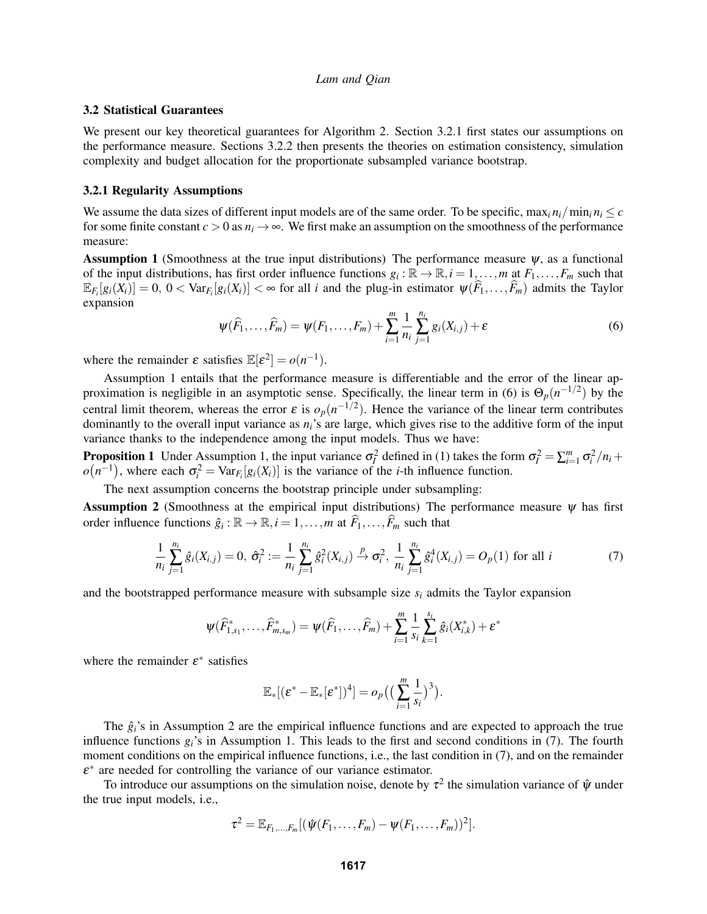### 3.2 Statistical Guarantees

We present our key theoretical guarantees for Algorithm 2. Section 3.2.1 first states our assumptions on the performance measure. Sections 3.2.2 then presents the theories on estimation consistency, simulation complexity and budget allocation for the proportionate subsampled variance bootstrap.

#### 3.2.1 Regularity Assumptions

We assume the data sizes of different input models are of the same order. To be specific, $\max_i n_i / \min_i n_i \leq c$ for some finite constant $c > 0$ as $n_i \to \infty$. We first make an assumption on the smoothness of the performance measure:

**Assumption 1** (Smoothness at the true input distributions) The performance measure $\psi$, as a functional of the input distributions, has first order influence functions $g_i : \mathbb{R} \to \mathbb{R}, i = 1, \ldots, m$ at $F_1, \ldots, F_m$ such that $\mathbb{E}_{F_i}[g_i(X_i)] = 0$, $0 < \mathrm{Var}_{F_i}[g_i(X_i)] < \infty$ for all $i$ and the plug-in estimator $\psi(\widehat{F}_1, \ldots, \widehat{F}_m)$ admits the Taylor expansion

$$\psi(\widehat{F}_1, \ldots, \widehat{F}_m) = \psi(F_1, \ldots, F_m) + \sum_{i=1}^{m} \frac{1}{n_i} \sum_{j=1}^{n_i} g_i(X_{i,j}) + \varepsilon \tag{6}$$

where the remainder $\varepsilon$ satisfies $\mathbb{E}[\varepsilon^2] = o(n^{-1})$.

Assumption 1 entails that the performance measure is differentiable and the error of the linear approximation is negligible in an asymptotic sense. Specifically, the linear term in (6) is $\Theta_p(n^{-1/2})$ by the central limit theorem, whereas the error $\varepsilon$ is $o_p(n^{-1/2})$. Hence the variance of the linear term contributes dominantly to the overall input variance as $n_i$'s are large, which gives rise to the additive form of the input variance thanks to the independence among the input models. Thus we have:

**Proposition 1** Under Assumption 1, the input variance $\sigma_I^2$ defined in (1) takes the form $\sigma_I^2 = \sum_{i=1}^{m} \sigma_i^2 / n_i + o\big(n^{-1}\big)$, where each $\sigma_i^2 = \mathrm{Var}_{F_i}[g_i(X_i)]$ is the variance of the $i$-th influence function.

The next assumption concerns the bootstrap principle under subsampling:

**Assumption 2** (Smoothness at the empirical input distributions) The performance measure $\psi$ has first order influence functions $\hat{g}_i : \mathbb{R} \to \mathbb{R}, i = 1, \ldots, m$ at $\widehat{F}_1, \ldots, \widehat{F}_m$ such that

$$\frac{1}{n_i} \sum_{j=1}^{n_i} \hat{g}_i(X_{i,j}) = 0,\ \hat{\sigma}_i^2 := \frac{1}{n_i} \sum_{j=1}^{n_i} \hat{g}_i^2(X_{i,j}) \xrightarrow{p} \sigma_i^2,\ \frac{1}{n_i} \sum_{j=1}^{n_i} \hat{g}_i^4(X_{i,j}) = O_p(1) \text{ for all } i \tag{7}$$

and the bootstrapped performance measure with subsample size $s_i$ admits the Taylor expansion

$$\psi(\widehat{F}^*_{1,s_1}, \ldots, \widehat{F}^*_{m,s_m}) = \psi(\widehat{F}_1, \ldots, \widehat{F}_m) + \sum_{i=1}^{m} \frac{1}{s_i} \sum_{k=1}^{s_i} \hat{g}_i(X^*_{i,k}) + \varepsilon^*$$

where the remainder $\varepsilon^*$ satisfies

$$\mathbb{E}_*[(\varepsilon^* - \mathbb{E}_*[\varepsilon^*])^4] = o_p\big(\big(\sum_{i=1}^{m} \frac{1}{s_i}\big)^3\big).$$

The $\hat{g}_i$'s in Assumption 2 are the empirical influence functions and are expected to approach the true influence functions $g_i$'s in Assumption 1. This leads to the first and second conditions in (7). The fourth moment conditions on the empirical influence functions, i.e., the last condition in (7), and on the remainder $\varepsilon^*$ are needed for controlling the variance of our variance estimator.

To introduce our assumptions on the simulation noise, denote by $\tau^2$ the simulation variance of $\hat{\psi}$ under the true input models, i.e.,

$$\tau^2 = \mathbb{E}_{F_1,\ldots,F_m}[(\hat{\psi}(F_1, \ldots, F_m) - \psi(F_1, \ldots, F_m))^2].$$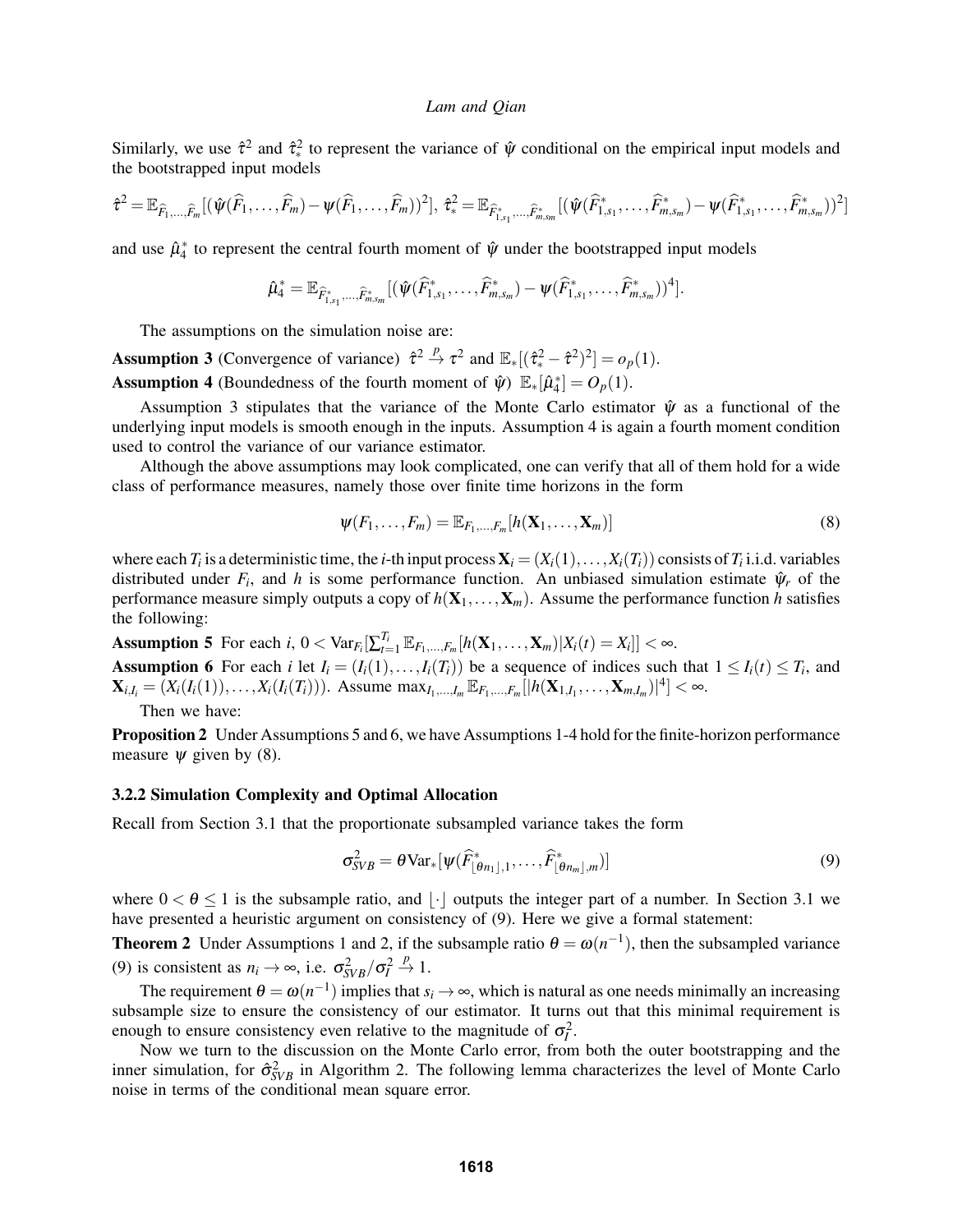Similarly, we use $\hat{\tau}^2$ and $\hat{\tau}_*^2$ to represent the variance of $\hat{\psi}$ conditional on the empirical input models and the bootstrapped input models

$$\hat{\tau}^2 = \mathbb{E}_{\widehat{F}_1,\ldots,\widehat{F}_m}[(\hat{\psi}(\widehat{F}_1,\ldots,\widehat{F}_m) - \psi(\widehat{F}_1,\ldots,\widehat{F}_m))^2],\ \hat{\tau}_*^2 = \mathbb{E}_{\widehat{F}^*_{1,s_1},\ldots,\widehat{F}^*_{m,s_m}}[(\hat{\psi}(\widehat{F}^*_{1,s_1},\ldots,\widehat{F}^*_{m,s_m}) - \psi(\widehat{F}^*_{1,s_1},\ldots,\widehat{F}^*_{m,s_m}))^2]$$

and use $\hat{\mu}_4^*$ to represent the central fourth moment of $\hat{\psi}$ under the bootstrapped input models

$$\hat{\mu}_4^* = \mathbb{E}_{\widehat{F}^*_{1,s_1},\ldots,\widehat{F}^*_{m,s_m}}[(\hat{\psi}(\widehat{F}^*_{1,s_1},\ldots,\widehat{F}^*_{m,s_m}) - \psi(\widehat{F}^*_{1,s_1},\ldots,\widehat{F}^*_{m,s_m}))^4].$$

The assumptions on the simulation noise are:

**Assumption 3** (Convergence of variance) $\hat{\tau}^2 \xrightarrow{p} \tau^2$ and $\mathbb{E}_*[(\hat{\tau}_*^2 - \hat{\tau}^2)^2] = o_p(1)$.

**Assumption 4** (Boundedness of the fourth moment of $\hat{\psi}$) $\mathbb{E}_*[\hat{\mu}_4^*] = O_p(1)$.

Assumption 3 stipulates that the variance of the Monte Carlo estimator $\hat{\psi}$ as a functional of the underlying input models is smooth enough in the inputs. Assumption 4 is again a fourth moment condition used to control the variance of our variance estimator.

Although the above assumptions may look complicated, one can verify that all of them hold for a wide class of performance measures, namely those over finite time horizons in the form

$$\psi(F_1,\ldots,F_m) = \mathbb{E}_{F_1,\ldots,F_m}[h(\mathbf{X}_1,\ldots,\mathbf{X}_m)] \tag{8}$$

where each $T_i$ is a deterministic time, the $i$-th input process $\mathbf{X}_i = (X_i(1),\ldots,X_i(T_i))$ consists of $T_i$ i.i.d. variables distributed under $F_i$, and $h$ is some performance function. An unbiased simulation estimate $\hat{\psi}_r$ of the performance measure simply outputs a copy of $h(\mathbf{X}_1,\ldots,\mathbf{X}_m)$. Assume the performance function $h$ satisfies the following:

**Assumption 5** For each $i$, $0 < \mathrm{Var}_{F_i}[\sum_{t=1}^{T_i} \mathbb{E}_{F_1,\ldots,F_m}[h(\mathbf{X}_1,\ldots,\mathbf{X}_m)|X_i(t) = X_i]] < \infty$.

**Assumption 6** For each $i$ let $I_i = (I_i(1),\ldots,I_i(T_i))$ be a sequence of indices such that $1 \le I_i(t) \le T_i$, and $\mathbf{X}_{i,I_i} = (X_i(I_i(1)),\ldots,X_i(I_i(T_i)))$. Assume $\max_{I_1,\ldots,I_m} \mathbb{E}_{F_1,\ldots,F_m}[|h(\mathbf{X}_{1,I_1},\ldots,\mathbf{X}_{m,I_m})|^4] < \infty$.

Then we have:

**Proposition 2** Under Assumptions 5 and 6, we have Assumptions 1-4 hold for the finite-horizon performance measure $\psi$ given by (8).

### 3.2.2 Simulation Complexity and Optimal Allocation

Recall from Section 3.1 that the proportionate subsampled variance takes the form

$$\sigma_{SVB}^2 = \theta \mathrm{Var}_*[\psi(\widehat{F}^*_{\lfloor\theta n_1\rfloor,1},\ldots,\widehat{F}^*_{\lfloor\theta n_m\rfloor,m})] \tag{9}$$

where $0 < \theta \le 1$ is the subsample ratio, and $\lfloor\cdot\rfloor$ outputs the integer part of a number. In Section 3.1 we have presented a heuristic argument on consistency of (9). Here we give a formal statement:

**Theorem 2** Under Assumptions 1 and 2, if the subsample ratio $\theta = \omega(n^{-1})$, then the subsampled variance (9) is consistent as $n_i \to \infty$, i.e. $\sigma_{SVB}^2/\sigma_I^2 \xrightarrow{p} 1$.

The requirement $\theta = \omega(n^{-1})$ implies that $s_i \to \infty$, which is natural as one needs minimally an increasing subsample size to ensure the consistency of our estimator. It turns out that this minimal requirement is enough to ensure consistency even relative to the magnitude of $\sigma_I^2$.

Now we turn to the discussion on the Monte Carlo error, from both the outer bootstrapping and the inner simulation, for $\hat{\sigma}_{SVB}^2$ in Algorithm 2. The following lemma characterizes the level of Monte Carlo noise in terms of the conditional mean square error.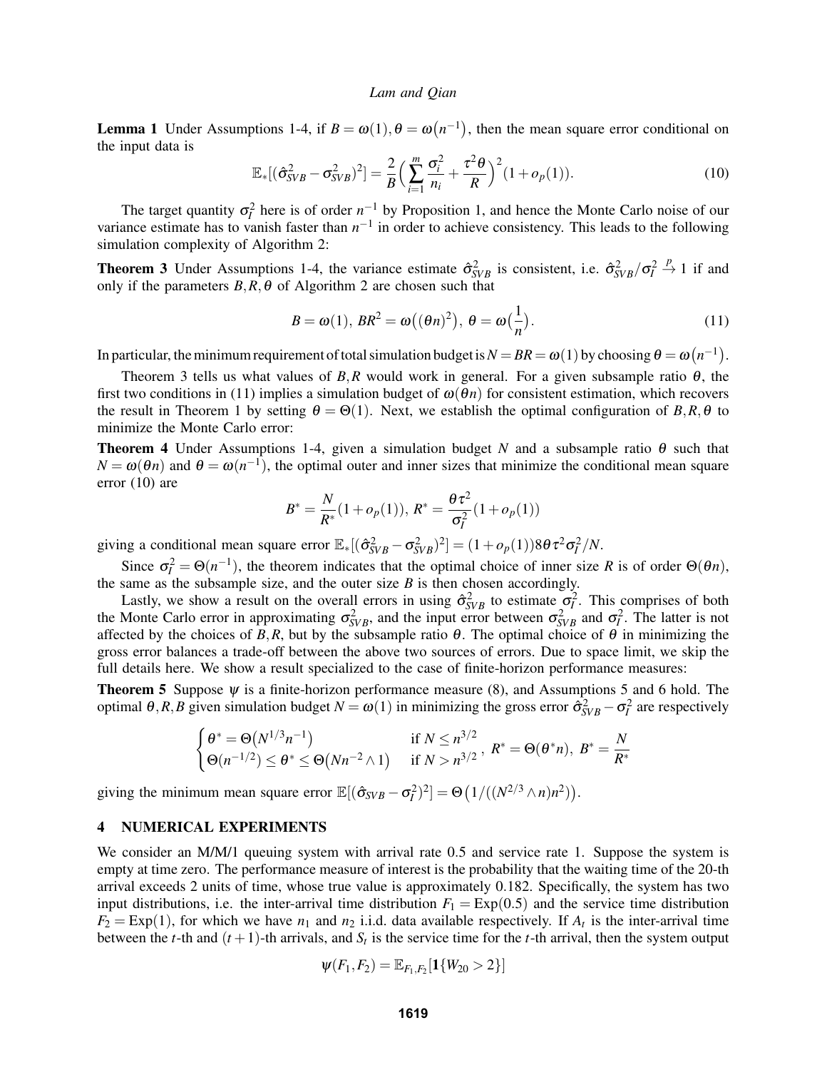**Lemma 1** Under Assumptions 1-4, if $B = \omega(1), \theta = \omega\big(n^{-1}\big)$, then the mean square error conditional on the input data is

$$\mathbb{E}_*[(\hat{\sigma}^2_{SVB} - \sigma^2_{SVB})^2] = \frac{2}{B}\Big(\sum_{i=1}^m \frac{\sigma_i^2}{n_i} + \frac{\tau^2\theta}{R}\Big)^2(1+o_p(1)). \tag{10}$$

The target quantity $\sigma_I^2$ here is of order $n^{-1}$ by Proposition 1, and hence the Monte Carlo noise of our variance estimate has to vanish faster than $n^{-1}$ in order to achieve consistency. This leads to the following simulation complexity of Algorithm 2:

**Theorem 3** Under Assumptions 1-4, the variance estimate $\hat{\sigma}^2_{SVB}$ is consistent, i.e. $\hat{\sigma}^2_{SVB}/\sigma_I^2 \xrightarrow{p} 1$ if and only if the parameters $B,R,\theta$ of Algorithm 2 are chosen such that

$$B = \omega(1),\; BR^2 = \omega\big((\theta n)^2\big),\; \theta = \omega\Big(\frac{1}{n}\Big). \tag{11}$$

In particular, the minimum requirement of total simulation budget is $N = BR = \omega(1)$ by choosing $\theta = \omega\big(n^{-1}\big)$.

Theorem 3 tells us what values of $B,R$ would work in general. For a given subsample ratio $\theta$, the first two conditions in (11) implies a simulation budget of $\omega(\theta n)$ for consistent estimation, which recovers the result in Theorem 1 by setting $\theta = \Theta(1)$. Next, we establish the optimal configuration of $B,R,\theta$ to minimize the Monte Carlo error:

**Theorem 4** Under Assumptions 1-4, given a simulation budget $N$ and a subsample ratio $\theta$ such that $N = \omega(\theta n)$ and $\theta = \omega(n^{-1})$, the optimal outer and inner sizes that minimize the conditional mean square error (10) are

$$B^* = \frac{N}{R^*}(1+o_p(1)),\; R^* = \frac{\theta\tau^2}{\sigma_I^2}(1+o_p(1))$$

giving a conditional mean square error $\mathbb{E}_*[(\hat{\sigma}^2_{SVB} - \sigma^2_{SVB})^2] = (1+o_p(1))8\theta\tau^2\sigma_I^2/N$.

Since $\sigma_I^2 = \Theta(n^{-1})$, the theorem indicates that the optimal choice of inner size $R$ is of order $\Theta(\theta n)$, the same as the subsample size, and the outer size $B$ is then chosen accordingly.

Lastly, we show a result on the overall errors in using $\hat{\sigma}^2_{SVB}$ to estimate $\sigma_I^2$. This comprises of both the Monte Carlo error in approximating $\sigma^2_{SVB}$, and the input error between $\sigma^2_{SVB}$ and $\sigma_I^2$. The latter is not affected by the choices of $B,R$, but by the subsample ratio $\theta$. The optimal choice of $\theta$ in minimizing the gross error balances a trade-off between the above two sources of errors. Due to space limit, we skip the full details here. We show a result specialized to the case of finite-horizon performance measures:

**Theorem 5** Suppose $\psi$ is a finite-horizon performance measure (8), and Assumptions 5 and 6 hold. The optimal $\theta,R,B$ given simulation budget $N = \omega(1)$ in minimizing the gross error $\hat{\sigma}^2_{SVB} - \sigma_I^2$ are respectively

$$\begin{cases} \theta^* = \Theta\big(N^{1/3}n^{-1}\big) & \text{if } N \le n^{3/2} \\ \Theta(n^{-1/2}) \le \theta^* \le \Theta\big(Nn^{-2} \wedge 1\big) & \text{if } N > n^{3/2} \end{cases},\; R^* = \Theta(\theta^* n),\; B^* = \frac{N}{R^*}$$

giving the minimum mean square error $\mathbb{E}[(\hat{\sigma}_{SVB} - \sigma_I^2)^2] = \Theta\big(1/((N^{2/3} \wedge n)n^2)\big)$.

## 4 NUMERICAL EXPERIMENTS

We consider an M/M/1 queuing system with arrival rate 0.5 and service rate 1. Suppose the system is empty at time zero. The performance measure of interest is the probability that the waiting time of the 20-th arrival exceeds 2 units of time, whose true value is approximately 0.182. Specifically, the system has two input distributions, i.e. the inter-arrival time distribution $F_1 = \text{Exp}(0.5)$ and the service time distribution $F_2 = \text{Exp}(1)$, for which we have $n_1$ and $n_2$ i.i.d. data available respectively. If $A_t$ is the inter-arrival time between the $t$-th and $(t+1)$-th arrivals, and $S_t$ is the service time for the $t$-th arrival, then the system output

$$\psi(F_1,F_2) = \mathbb{E}_{F_1,F_2}[\mathbf{1}\{W_{20} > 2\}]$$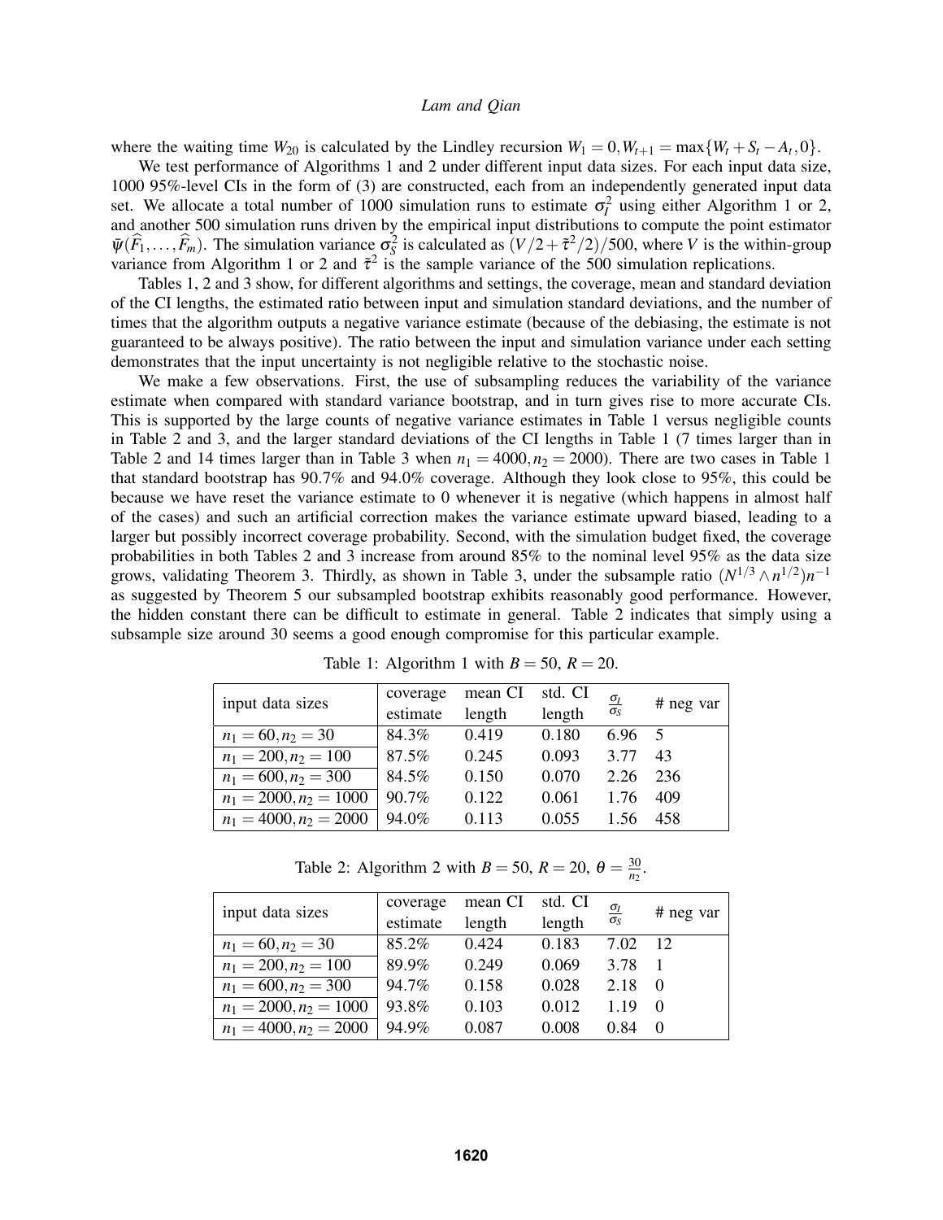where the waiting time $W_{20}$ is calculated by the Lindley recursion $W_1 = 0, W_{t+1} = \max\{W_t + S_t - A_t, 0\}$.

We test performance of Algorithms 1 and 2 under different input data sizes. For each input data size, 1000 95%-level CIs in the form of (3) are constructed, each from an independently generated input data set. We allocate a total number of 1000 simulation runs to estimate $\sigma_I^2$ using either Algorithm 1 or 2, and another 500 simulation runs driven by the empirical input distributions to compute the point estimator $\bar{\psi}(\widehat{F}_1, \ldots, \widehat{F}_m)$. The simulation variance $\sigma_S^2$ is calculated as $(V/2 + \tilde{\tau}^2/2)/500$, where $V$ is the within-group variance from Algorithm 1 or 2 and $\tilde{\tau}^2$ is the sample variance of the 500 simulation replications.

Tables 1, 2 and 3 show, for different algorithms and settings, the coverage, mean and standard deviation of the CI lengths, the estimated ratio between input and simulation standard deviations, and the number of times that the algorithm outputs a negative variance estimate (because of the debiasing, the estimate is not guaranteed to be always positive). The ratio between the input and simulation variance under each setting demonstrates that the input uncertainty is not negligible relative to the stochastic noise.

We make a few observations. First, the use of subsampling reduces the variability of the variance estimate when compared with standard variance bootstrap, and in turn gives rise to more accurate CIs. This is supported by the large counts of negative variance estimates in Table 1 versus negligible counts in Table 2 and 3, and the larger standard deviations of the CI lengths in Table 1 (7 times larger than in Table 2 and 14 times larger than in Table 3 when $n_1 = 4000, n_2 = 2000$). There are two cases in Table 1 that standard bootstrap has 90.7% and 94.0% coverage. Although they look close to 95%, this could be because we have reset the variance estimate to 0 whenever it is negative (which happens in almost half of the cases) and such an artificial correction makes the variance estimate upward biased, leading to a larger but possibly incorrect coverage probability. Second, with the simulation budget fixed, the coverage probabilities in both Tables 2 and 3 increase from around 85% to the nominal level 95% as the data size grows, validating Theorem 3. Thirdly, as shown in Table 3, under the subsample ratio $(N^{1/3} \wedge n^{1/2})n^{-1}$ as suggested by Theorem 5 our subsampled bootstrap exhibits reasonably good performance. However, the hidden constant there can be difficult to estimate in general. Table 2 indicates that simply using a subsample size around 30 seems a good enough compromise for this particular example.

Table 1: Algorithm 1 with $B = 50$, $R = 20$.

| input data sizes | coverage estimate | mean CI length | std. CI length | $\frac{\sigma_I}{\sigma_S}$ | # neg var |
|---|---|---|---|---|---|
| $n_1 = 60, n_2 = 30$ | 84.3% | 0.419 | 0.180 | 6.96 | 5 |
| $n_1 = 200, n_2 = 100$ | 87.5% | 0.245 | 0.093 | 3.77 | 43 |
| $n_1 = 600, n_2 = 300$ | 84.5% | 0.150 | 0.070 | 2.26 | 236 |
| $n_1 = 2000, n_2 = 1000$ | 90.7% | 0.122 | 0.061 | 1.76 | 409 |
| $n_1 = 4000, n_2 = 2000$ | 94.0% | 0.113 | 0.055 | 1.56 | 458 |

Table 2: Algorithm 2 with $B = 50$, $R = 20$, $\theta = \frac{30}{n_2}$.

| input data sizes | coverage estimate | mean CI length | std. CI length | $\frac{\sigma_I}{\sigma_S}$ | # neg var |
|---|---|---|---|---|---|
| $n_1 = 60, n_2 = 30$ | 85.2% | 0.424 | 0.183 | 7.02 | 12 |
| $n_1 = 200, n_2 = 100$ | 89.9% | 0.249 | 0.069 | 3.78 | 1 |
| $n_1 = 600, n_2 = 300$ | 94.7% | 0.158 | 0.028 | 2.18 | 0 |
| $n_1 = 2000, n_2 = 1000$ | 93.8% | 0.103 | 0.012 | 1.19 | 0 |
| $n_1 = 4000, n_2 = 2000$ | 94.9% | 0.087 | 0.008 | 0.84 | 0 |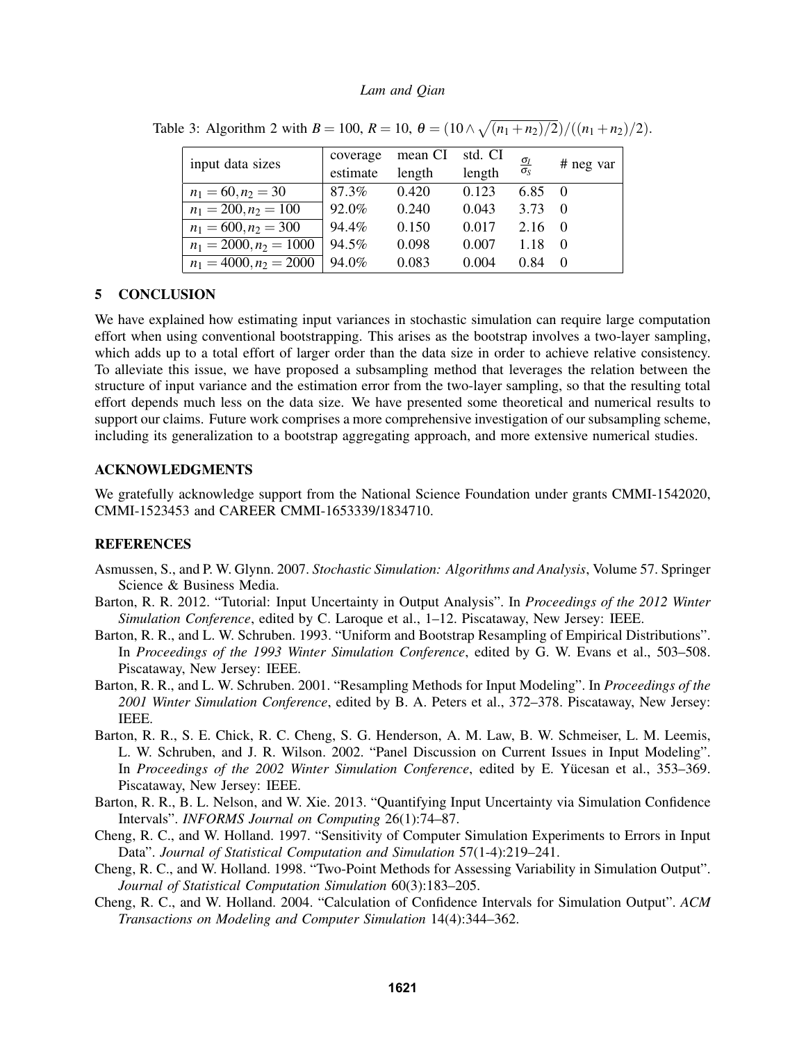Table 3: Algorithm 2 with $B = 100$, $R = 10$, $\theta = (10 \wedge \sqrt{(n_1+n_2)/2})/((n_1+n_2)/2)$.

| input data sizes | coverage estimate | mean CI length | std. CI length | $\frac{\sigma_I}{\sigma_S}$ | # neg var |
|---|---|---|---|---|---|
| $n_1 = 60, n_2 = 30$ | 87.3% | 0.420 | 0.123 | 6.85 | 0 |
| $n_1 = 200, n_2 = 100$ | 92.0% | 0.240 | 0.043 | 3.73 | 0 |
| $n_1 = 600, n_2 = 300$ | 94.4% | 0.150 | 0.017 | 2.16 | 0 |
| $n_1 = 2000, n_2 = 1000$ | 94.5% | 0.098 | 0.007 | 1.18 | 0 |
| $n_1 = 4000, n_2 = 2000$ | 94.0% | 0.083 | 0.004 | 0.84 | 0 |

## 5 CONCLUSION

We have explained how estimating input variances in stochastic simulation can require large computation effort when using conventional bootstrapping. This arises as the bootstrap involves a two-layer sampling, which adds up to a total effort of larger order than the data size in order to achieve relative consistency. To alleviate this issue, we have proposed a subsampling method that leverages the relation between the structure of input variance and the estimation error from the two-layer sampling, so that the resulting total effort depends much less on the data size. We have presented some theoretical and numerical results to support our claims. Future work comprises a more comprehensive investigation of our subsampling scheme, including its generalization to a bootstrap aggregating approach, and more extensive numerical studies.

## ACKNOWLEDGMENTS

We gratefully acknowledge support from the National Science Foundation under grants CMMI-1542020, CMMI-1523453 and CAREER CMMI-1653339/1834710.

## REFERENCES

Asmussen, S., and P. W. Glynn. 2007. *Stochastic Simulation: Algorithms and Analysis*, Volume 57. Springer Science & Business Media.

Barton, R. R. 2012. "Tutorial: Input Uncertainty in Output Analysis". In *Proceedings of the 2012 Winter Simulation Conference*, edited by C. Laroque et al., 1–12. Piscataway, New Jersey: IEEE.

Barton, R. R., and L. W. Schruben. 1993. "Uniform and Bootstrap Resampling of Empirical Distributions". In *Proceedings of the 1993 Winter Simulation Conference*, edited by G. W. Evans et al., 503–508. Piscataway, New Jersey: IEEE.

Barton, R. R., and L. W. Schruben. 2001. "Resampling Methods for Input Modeling". In *Proceedings of the 2001 Winter Simulation Conference*, edited by B. A. Peters et al., 372–378. Piscataway, New Jersey: IEEE.

Barton, R. R., S. E. Chick, R. C. Cheng, S. G. Henderson, A. M. Law, B. W. Schmeiser, L. M. Leemis, L. W. Schruben, and J. R. Wilson. 2002. "Panel Discussion on Current Issues in Input Modeling". In *Proceedings of the 2002 Winter Simulation Conference*, edited by E. Yücesan et al., 353–369. Piscataway, New Jersey: IEEE.

Barton, R. R., B. L. Nelson, and W. Xie. 2013. "Quantifying Input Uncertainty via Simulation Confidence Intervals". *INFORMS Journal on Computing* 26(1):74–87.

Cheng, R. C., and W. Holland. 1997. "Sensitivity of Computer Simulation Experiments to Errors in Input Data". *Journal of Statistical Computation and Simulation* 57(1-4):219–241.

Cheng, R. C., and W. Holland. 1998. "Two-Point Methods for Assessing Variability in Simulation Output". *Journal of Statistical Computation Simulation* 60(3):183–205.

Cheng, R. C., and W. Holland. 2004. "Calculation of Confidence Intervals for Simulation Output". *ACM Transactions on Modeling and Computer Simulation* 14(4):344–362.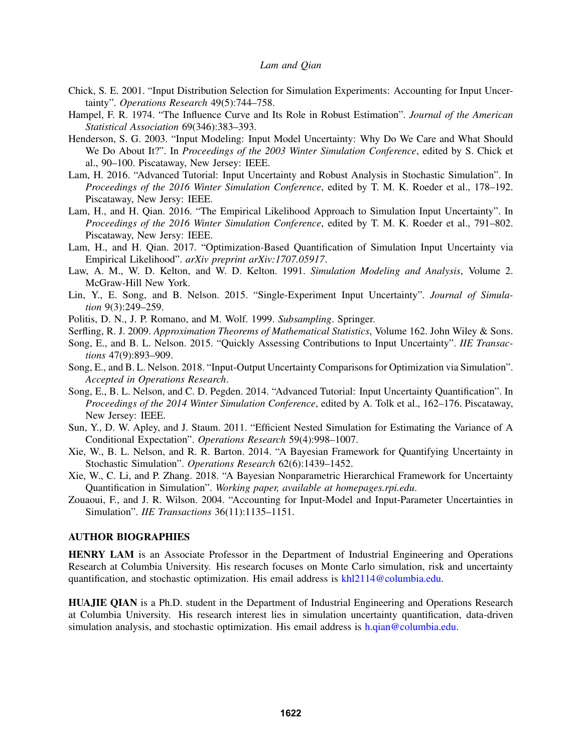Chick, S. E. 2001. "Input Distribution Selection for Simulation Experiments: Accounting for Input Uncertainty". *Operations Research* 49(5):744–758.

Hampel, F. R. 1974. "The Influence Curve and Its Role in Robust Estimation". *Journal of the American Statistical Association* 69(346):383–393.

Henderson, S. G. 2003. "Input Modeling: Input Model Uncertainty: Why Do We Care and What Should We Do About It?". In *Proceedings of the 2003 Winter Simulation Conference*, edited by S. Chick et al., 90–100. Piscataway, New Jersey: IEEE.

Lam, H. 2016. "Advanced Tutorial: Input Uncertainty and Robust Analysis in Stochastic Simulation". In *Proceedings of the 2016 Winter Simulation Conference*, edited by T. M. K. Roeder et al., 178–192. Piscataway, New Jersy: IEEE.

Lam, H., and H. Qian. 2016. "The Empirical Likelihood Approach to Simulation Input Uncertainty". In *Proceedings of the 2016 Winter Simulation Conference*, edited by T. M. K. Roeder et al., 791–802. Piscataway, New Jersy: IEEE.

Lam, H., and H. Qian. 2017. "Optimization-Based Quantification of Simulation Input Uncertainty via Empirical Likelihood". *arXiv preprint arXiv:1707.05917*.

Law, A. M., W. D. Kelton, and W. D. Kelton. 1991. *Simulation Modeling and Analysis*, Volume 2. McGraw-Hill New York.

Lin, Y., E. Song, and B. Nelson. 2015. "Single-Experiment Input Uncertainty". *Journal of Simulation* 9(3):249–259.

Politis, D. N., J. P. Romano, and M. Wolf. 1999. *Subsampling*. Springer.

Serfling, R. J. 2009. *Approximation Theorems of Mathematical Statistics*, Volume 162. John Wiley & Sons.

Song, E., and B. L. Nelson. 2015. "Quickly Assessing Contributions to Input Uncertainty". *IIE Transactions* 47(9):893–909.

Song, E., and B. L. Nelson. 2018. "Input-Output Uncertainty Comparisons for Optimization via Simulation". *Accepted in Operations Research*.

Song, E., B. L. Nelson, and C. D. Pegden. 2014. "Advanced Tutorial: Input Uncertainty Quantification". In *Proceedings of the 2014 Winter Simulation Conference*, edited by A. Tolk et al., 162–176. Piscataway, New Jersey: IEEE.

Sun, Y., D. W. Apley, and J. Staum. 2011. "Efficient Nested Simulation for Estimating the Variance of A Conditional Expectation". *Operations Research* 59(4):998–1007.

Xie, W., B. L. Nelson, and R. R. Barton. 2014. "A Bayesian Framework for Quantifying Uncertainty in Stochastic Simulation". *Operations Research* 62(6):1439–1452.

Xie, W., C. Li, and P. Zhang. 2018. "A Bayesian Nonparametric Hierarchical Framework for Uncertainty Quantification in Simulation". *Working paper, available at homepages.rpi.edu*.

Zouaoui, F., and J. R. Wilson. 2004. "Accounting for Input-Model and Input-Parameter Uncertainties in Simulation". *IIE Transactions* 36(11):1135–1151.

## AUTHOR BIOGRAPHIES

**HENRY LAM** is an Associate Professor in the Department of Industrial Engineering and Operations Research at Columbia University. His research focuses on Monte Carlo simulation, risk and uncertainty quantification, and stochastic optimization. His email address is khl2114@columbia.edu.

**HUAJIE QIAN** is a Ph.D. student in the Department of Industrial Engineering and Operations Research at Columbia University. His research interest lies in simulation uncertainty quantification, data-driven simulation analysis, and stochastic optimization. His email address is h.qian@columbia.edu.